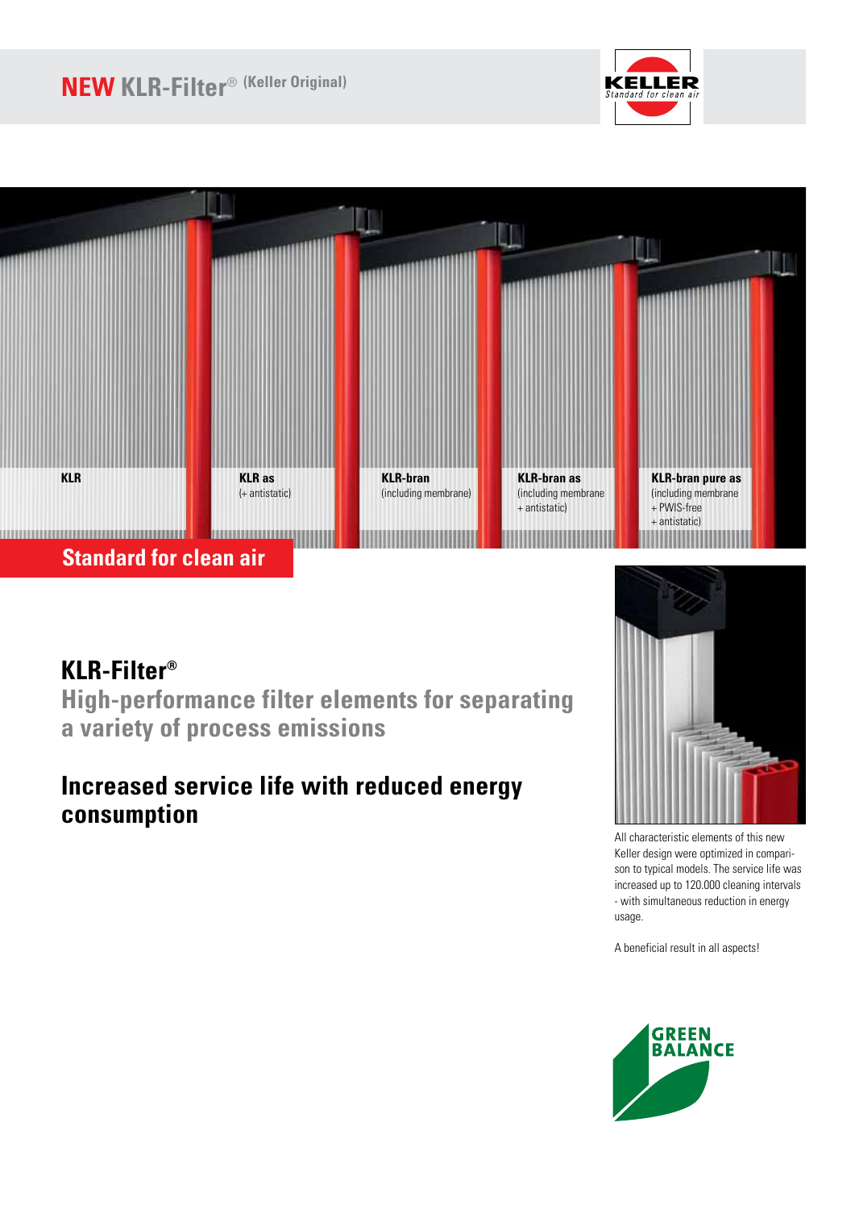# NEW KLR-Filter® (Keller Original)

KELLER
Standard for clean air

**KLR**

**KLR as**
(+ antistatic)

**KLR-bran**
(including membrane)

**KLR-bran as**
(including membrane + antistatic)

**KLR-bran pure as**
(including membrane + PWIS-free + antistatic)

**Standard for clean air**

## KLR-Filter®

### High-performance filter elements for separating a variety of process emissions

## Increased service life with reduced energy consumption

All characteristic elements of this new Keller design were optimized in comparison to typical models. The service life was increased up to 120.000 cleaning intervals - with simultaneous reduction in energy usage.

A beneficial result in all aspects!

GREEN BALANCE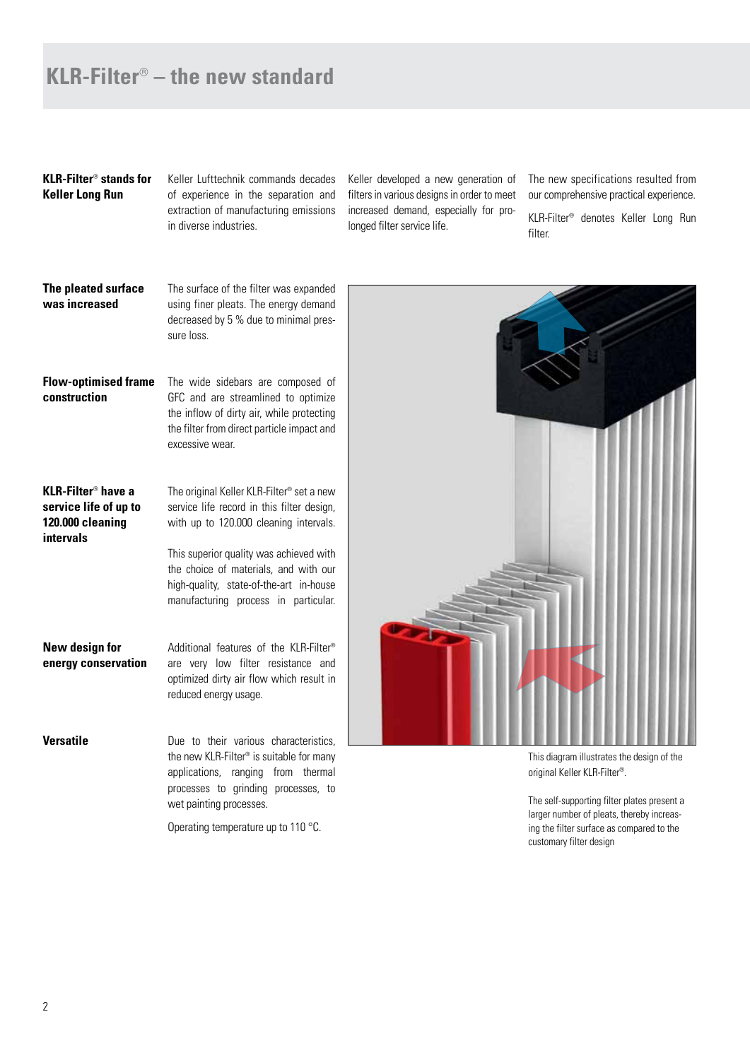# KLR-Filter® – the new standard

**KLR-Filter® stands for Keller Long Run**

Keller Lufttechnik commands decades of experience in the separation and extraction of manufacturing emissions in diverse industries.

Keller developed a new generation of filters in various designs in order to meet increased demand, especially for prolonged filter service life.

The new specifications resulted from our comprehensive practical experience.

KLR-Filter® denotes Keller Long Run filter.

**The pleated surface was increased**

The surface of the filter was expanded using finer pleats. The energy demand decreased by 5 % due to minimal pressure loss.

**Flow-optimised frame construction**

The wide sidebars are composed of GFC and are streamlined to optimize the inflow of dirty air, while protecting the filter from direct particle impact and excessive wear.

**KLR-Filter® have a service life of up to 120.000 cleaning intervals**

The original Keller KLR-Filter® set a new service life record in this filter design, with up to 120.000 cleaning intervals.

This superior quality was achieved with the choice of materials, and with our high-quality, state-of-the-art in-house manufacturing process in particular.

**New design for energy conservation**

Additional features of the KLR-Filter® are very low filter resistance and optimized dirty air flow which result in reduced energy usage.

**Versatile**

Due to their various characteristics, the new KLR-Filter® is suitable for many applications, ranging from thermal processes to grinding processes, to wet painting processes.

Operating temperature up to 110 °C.

This diagram illustrates the design of the original Keller KLR-Filter®.

The self-supporting filter plates present a larger number of pleats, thereby increasing the filter surface as compared to the customary filter design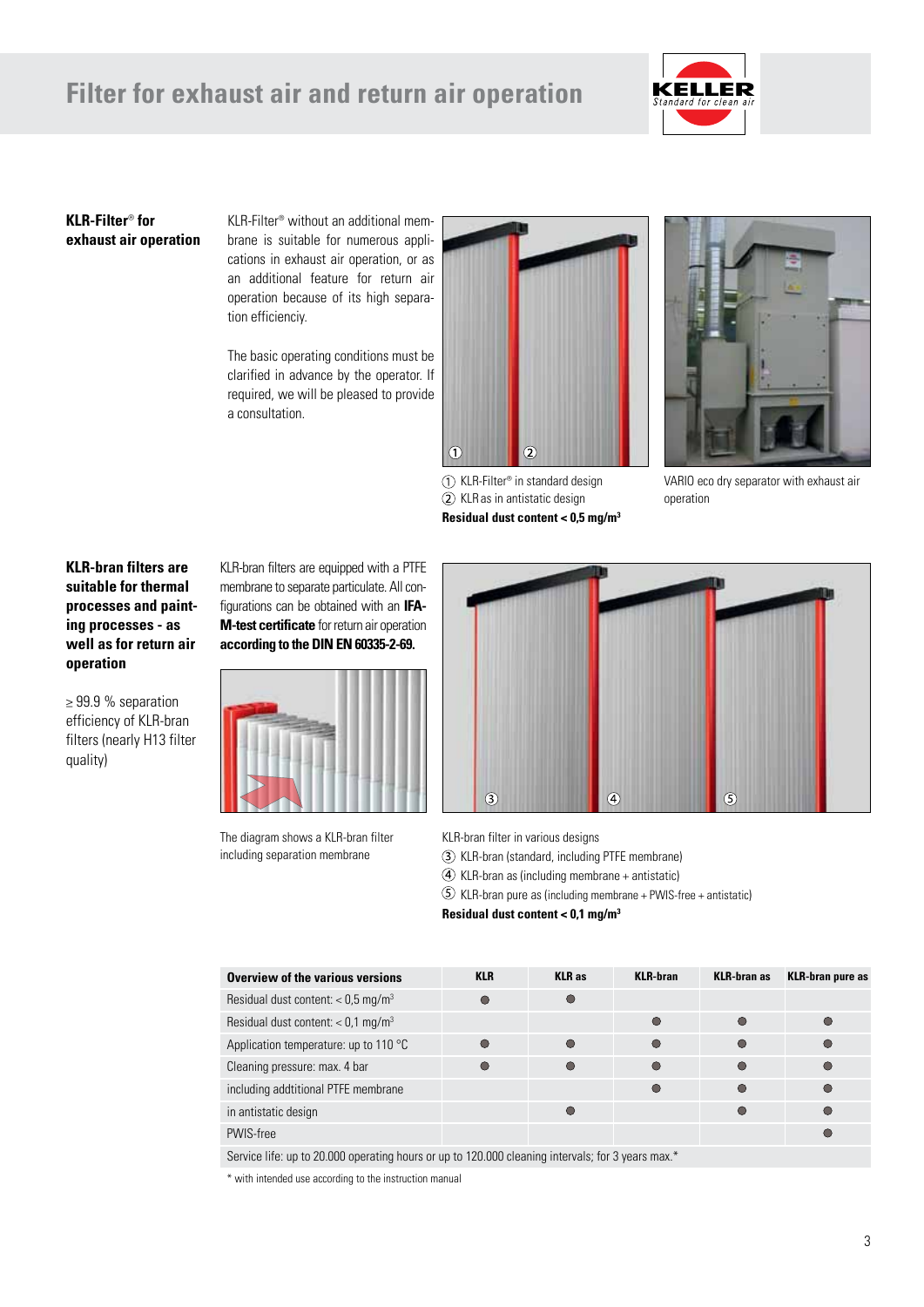# Filter for exhaust air and return air operation

**KLR-Filter® for exhaust air operation**

KLR-Filter® without an additional membrane is suitable for numerous applications in exhaust air operation, or as an additional feature for return air operation because of its high separation efficienciy.

The basic operating conditions must be clarified in advance by the operator. If required, we will be pleased to provide a consultation.

① KLR-Filter® in standard design
② KLR as in antistatic design
**Residual dust content < 0,5 mg/m³**

VARIO eco dry separator with exhaust air operation

**KLR-bran filters are suitable for thermal processes and painting processes - as well as for return air operation**

≥ 99.9 % separation efficency of KLR-bran filters (nearly H13 filter quality)

KLR-bran filters are equipped with a PTFE membrane to separate particulate. All configurations can be obtained with an **IFA-M-test certificate** for return air operation **according to the DIN EN 60335-2-69.**

The diagram shows a KLR-bran filter including separation membrane

KLR-bran filter in various designs
③ KLR-bran (standard, including PTFE membrane)
④ KLR-bran as (including membrane + antistatic)
⑤ KLR-bran pure as (including membrane + PWIS-free + antistatic)
**Residual dust content < 0,1 mg/m³**

| Overview of the various versions | KLR | KLR as | KLR-bran | KLR-bran as | KLR-bran pure as |
|---|---|---|---|---|---|
| Residual dust content: < 0,5 mg/m³ | ● | ● | | | |
| Residual dust content: < 0,1 mg/m³ | | | ● | ● | ● |
| Application temperature: up to 110 °C | ● | ● | ● | ● | ● |
| Cleaning pressure: max. 4 bar | ● | ● | ● | ● | ● |
| including addtitional PTFE membrane | | | ● | ● | ● |
| in antistatic design | | ● | | ● | ● |
| PWIS-free | | | | | ● |
| Service life: up to 20.000 operating hours or up to 120.000 cleaning intervals; for 3 years max.* | | | | | |

* with intended use according to the instruction manual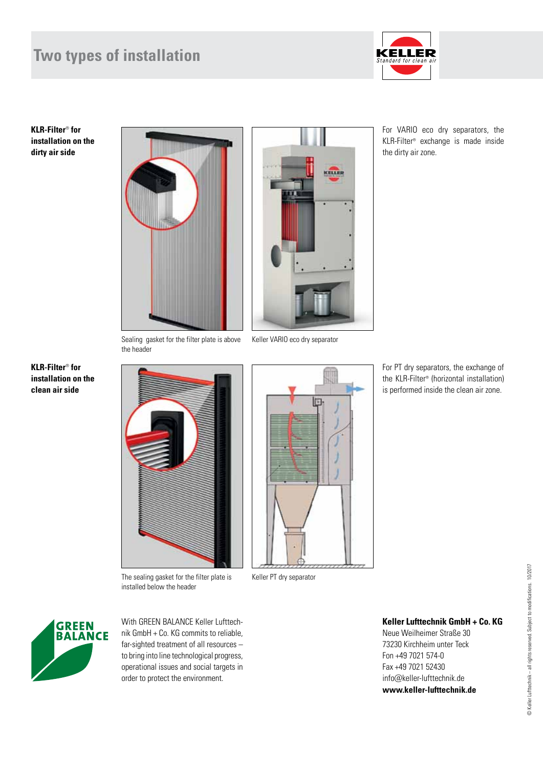# Two types of installation

**KLR-Filter® for installation on the dirty air side**

Sealing gasket for the filter plate is above the header

Keller VARIO eco dry separator

For VARIO eco dry separators, the KLR-Filter® exchange is made inside the dirty air zone.

**KLR-Filter® for installation on the clean air side**

The sealing gasket for the filter plate is installed below the header

Keller PT dry separator

For PT dry separators, the exchange of the KLR-Filter® (horizontal installation) is performed inside the clean air zone.

With GREEN BALANCE Keller Lufttechnik GmbH + Co. KG commits to reliable, far-sighted treatment of all resources – to bring into line technological progress, operational issues and social targets in order to protect the environment.

**Keller Lufttechnik GmbH + Co. KG**
Neue Weilheimer Straße 30
73230 Kirchheim unter Teck
Fon +49 7021 574-0
Fax +49 7021 52430
info@keller-lufttechnik.de
**www.keller-lufttechnik.de**

© Keller Lufttechnik – all rights reserved. Subject to modifications. 10/2017